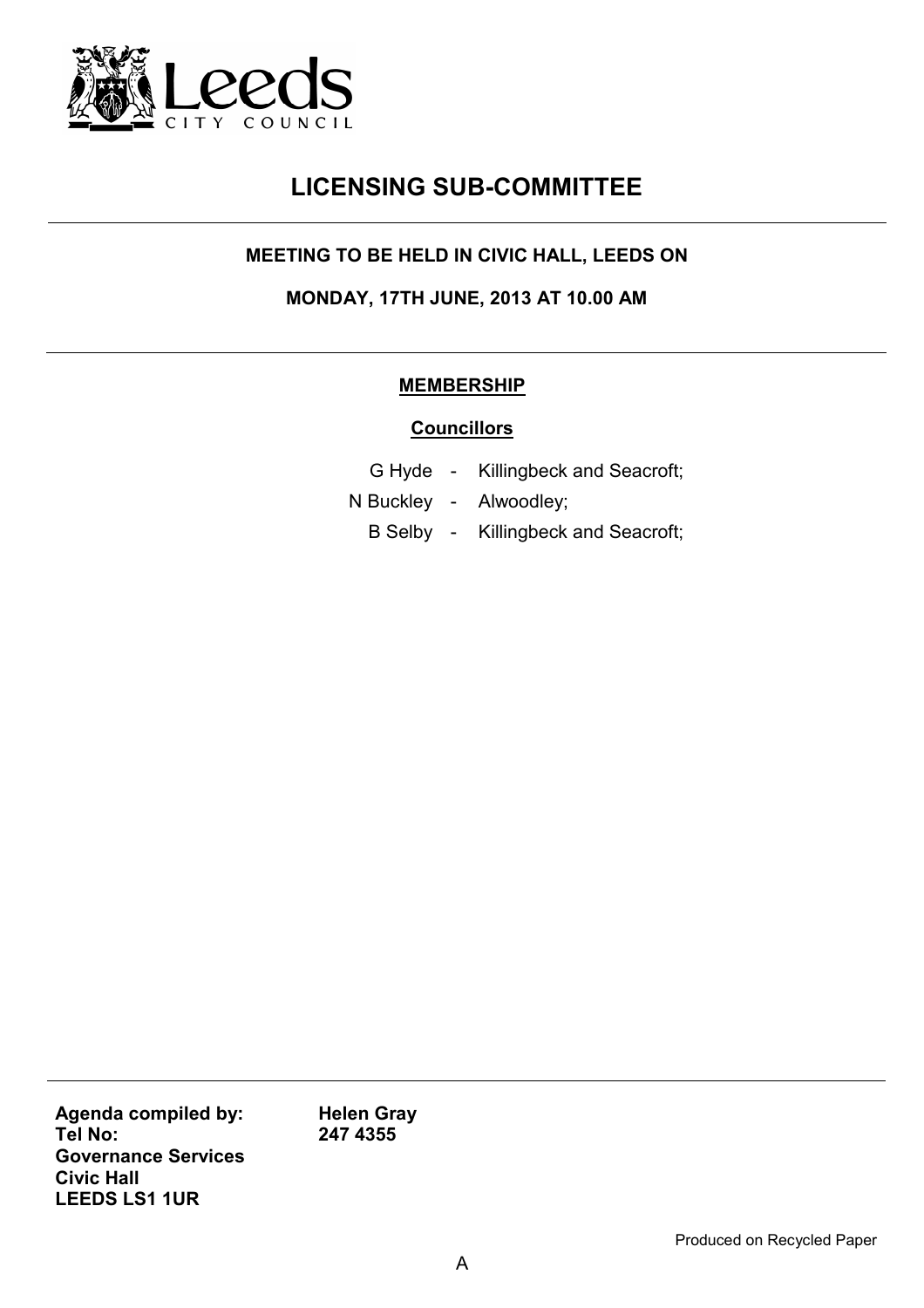# LICENSING SUB-COMMITTEE

**MEETING TO BE HELD IN CIVIC HALL, LEEDS ON**

**MONDAY, 17TH JUNE, 2013 AT 10.00 AM**

## MEMBERSHIP

**Councillors**

G Hyde - Killingbeck and Seacroft;

N Buckley - Alwoodley;

B Selby - Killingbeck and Seacroft;

| | |
|---|---|
| **Agenda compiled by:** | **Helen Gray** |
| **Tel No:** | **247 4355** |
| **Governance Services** | |
| **Civic Hall** | |
| **LEEDS LS1 1UR** | |

Produced on Recycled Paper

A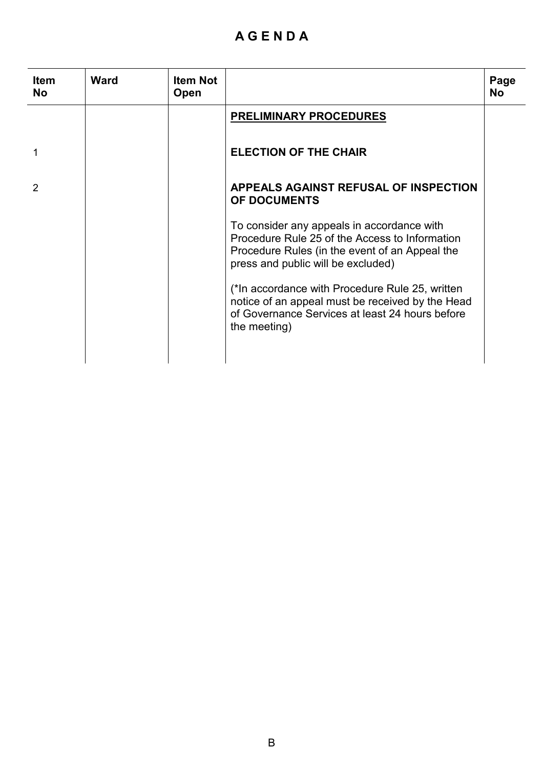# A G E N D A

| Item No | Ward | Item Not Open | | Page No |
|---|---|---|---|---|
| | | | **PRELIMINARY PROCEDURES** | |
| 1 | | | **ELECTION OF THE CHAIR** | |
| 2 | | | **APPEALS AGAINST REFUSAL OF INSPECTION OF DOCUMENTS**<br><br>To consider any appeals in accordance with Procedure Rule 25 of the Access to Information Procedure Rules (in the event of an Appeal the press and public will be excluded)<br><br>(*In accordance with Procedure Rule 25, written notice of an appeal must be received by the Head of Governance Services at least 24 hours before the meeting) | |

B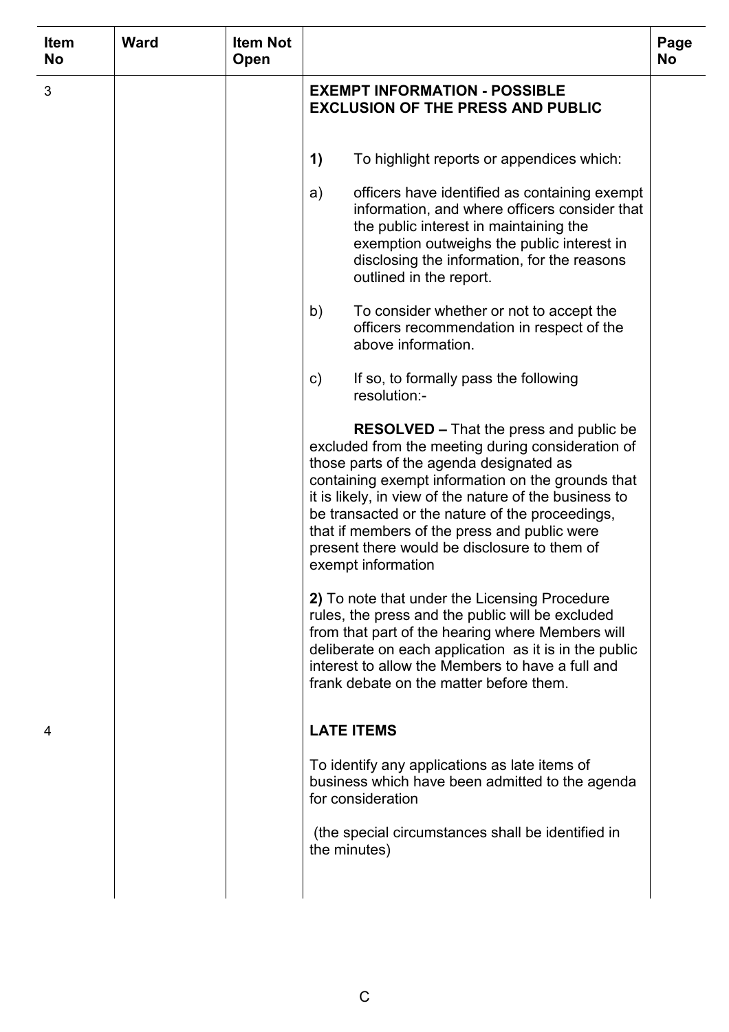| Item No | Ward | Item Not Open | | Page No |
|---|---|---|---|---|
| 3 | | | **EXEMPT INFORMATION - POSSIBLE EXCLUSION OF THE PRESS AND PUBLIC**<br><br>**1)** To highlight reports or appendices which:<br><br>a) officers have identified as containing exempt information, and where officers consider that the public interest in maintaining the exemption outweighs the public interest in disclosing the information, for the reasons outlined in the report.<br><br>b) To consider whether or not to accept the officers recommendation in respect of the above information.<br><br>c) If so, to formally pass the following resolution:-<br><br>**RESOLVED –** That the press and public be excluded from the meeting during consideration of those parts of the agenda designated as containing exempt information on the grounds that it is likely, in view of the nature of the business to be transacted or the nature of the proceedings, that if members of the press and public were present there would be disclosure to them of exempt information<br><br>**2)** To note that under the Licensing Procedure rules, the press and the public will be excluded from that part of the hearing where Members will deliberate on each application as it is in the public interest to allow the Members to have a full and frank debate on the matter before them. | |
| 4 | | | **LATE ITEMS**<br><br>To identify any applications as late items of business which have been admitted to the agenda for consideration<br><br>(the special circumstances shall be identified in the minutes) | |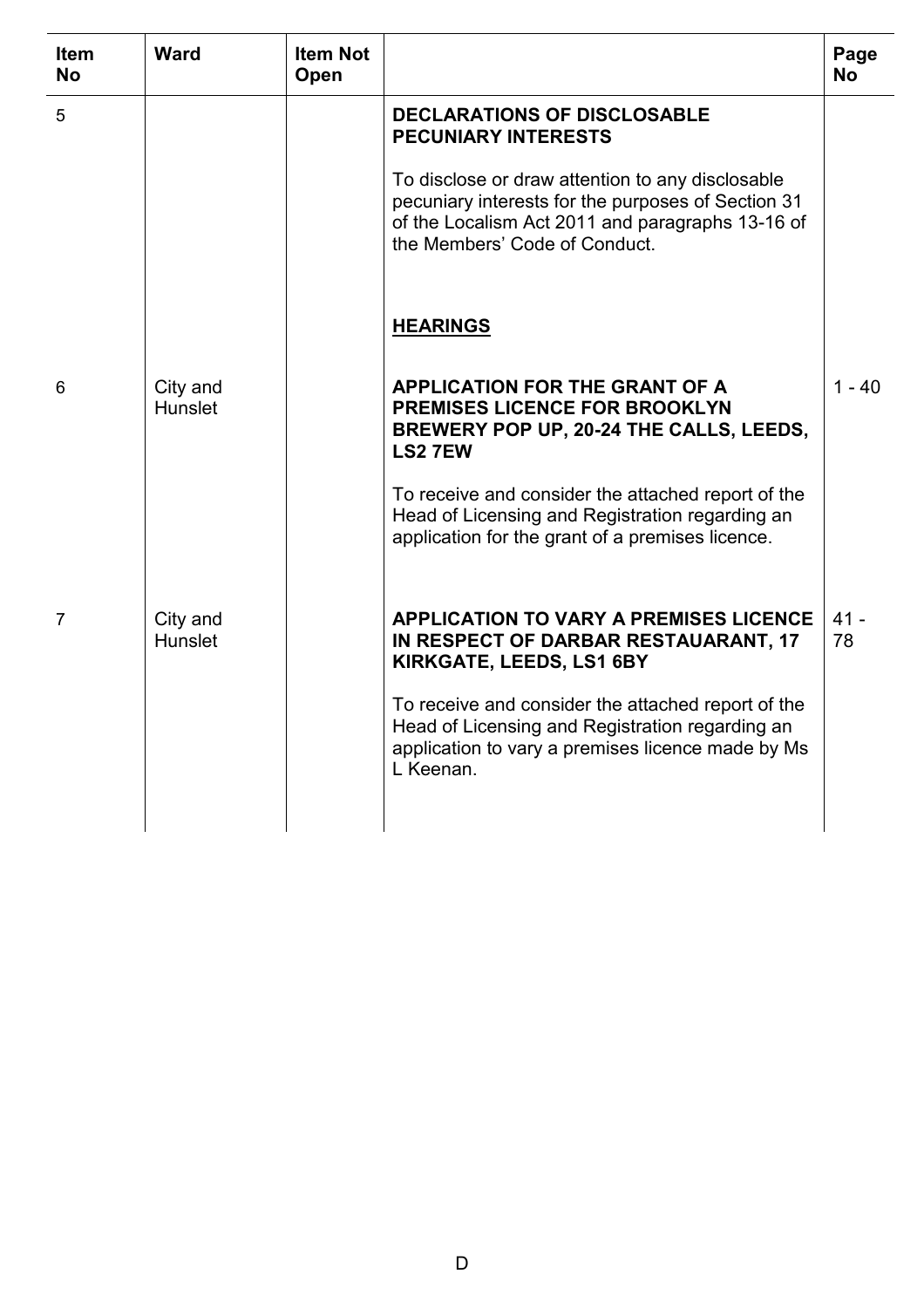| Item No | Ward | Item Not Open | | Page No |
|---|---|---|---|---|
| 5 | | | **DECLARATIONS OF DISCLOSABLE PECUNIARY INTERESTS**<br><br>To disclose or draw attention to any disclosable pecuniary interests for the purposes of Section 31 of the Localism Act 2011 and paragraphs 13-16 of the Members' Code of Conduct. | |
| | | | **<u>HEARINGS</u>** | |
| 6 | City and Hunslet | | **APPLICATION FOR THE GRANT OF A PREMISES LICENCE FOR BROOKLYN BREWERY POP UP, 20-24 THE CALLS, LEEDS, LS2 7EW**<br><br>To receive and consider the attached report of the Head of Licensing and Registration regarding an application for the grant of a premises licence. | 1 - 40 |
| 7 | City and Hunslet | | **APPLICATION TO VARY A PREMISES LICENCE IN RESPECT OF DARBAR RESTAUARANT, 17 KIRKGATE, LEEDS, LS1 6BY**<br><br>To receive and consider the attached report of the Head of Licensing and Registration regarding an application to vary a premises licence made by Ms L Keenan. | 41 - 78 |